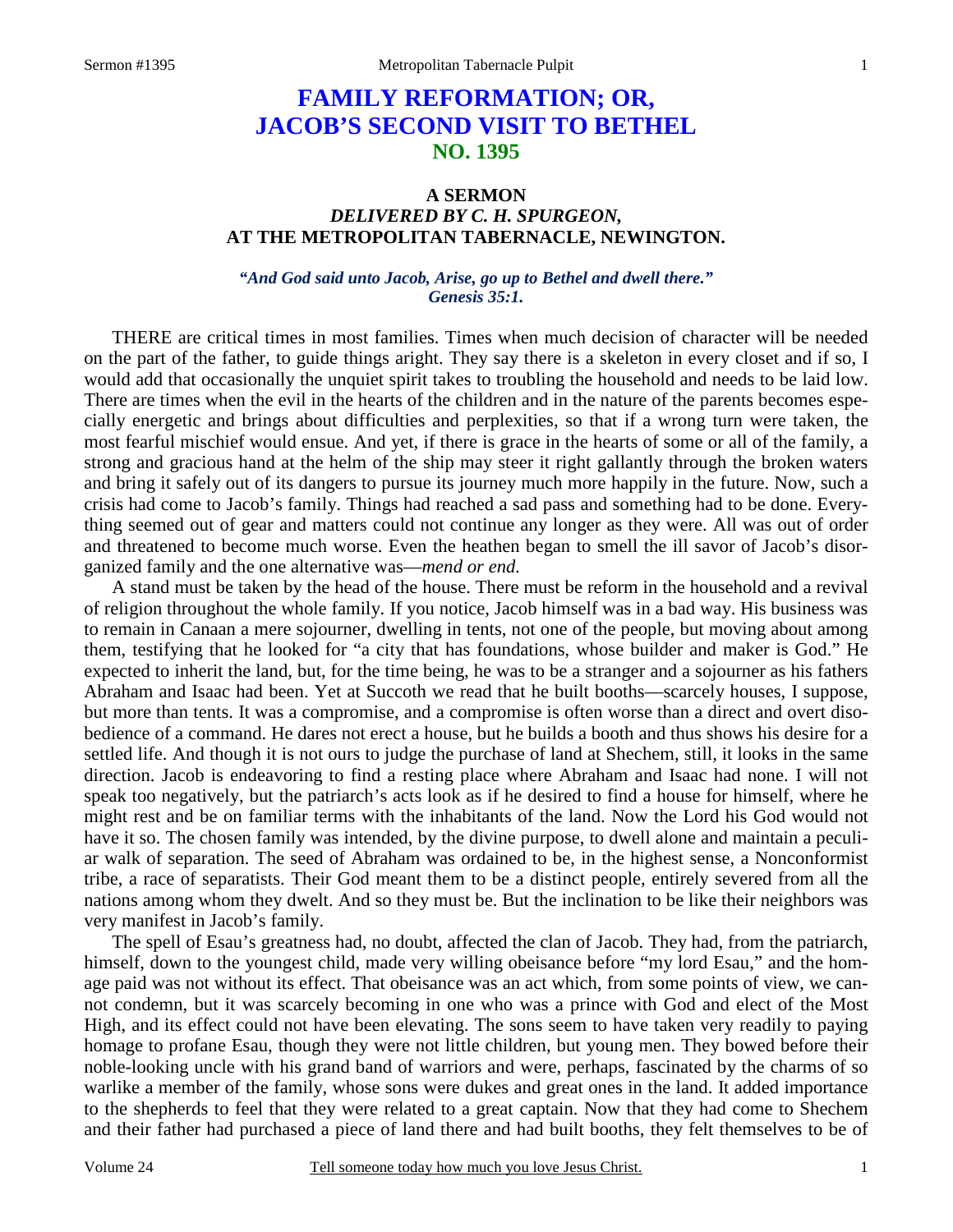# FAMILY REFORMATION; OR, JACOB'S SECOND VISIT TO BETHEL
## NO. 1395

### A SERMON
### *DELIVERED BY C. H. SPURGEON,*
### AT THE METROPOLITAN TABERNACLE, NEWINGTON.

***"And God said unto Jacob, Arise, go up to Bethel and dwell there." Genesis 35:1.***

THERE are critical times in most families. Times when much decision of character will be needed on the part of the father, to guide things aright. They say there is a skeleton in every closet and if so, I would add that occasionally the unquiet spirit takes to troubling the household and needs to be laid low. There are times when the evil in the hearts of the children and in the nature of the parents becomes especially energetic and brings about difficulties and perplexities, so that if a wrong turn were taken, the most fearful mischief would ensue. And yet, if there is grace in the hearts of some or all of the family, a strong and gracious hand at the helm of the ship may steer it right gallantly through the broken waters and bring it safely out of its dangers to pursue its journey much more happily in the future. Now, such a crisis had come to Jacob's family. Things had reached a sad pass and something had to be done. Everything seemed out of gear and matters could not continue any longer as they were. All was out of order and threatened to become much worse. Even the heathen began to smell the ill savor of Jacob's disorganized family and the one alternative was—*mend or end.*

A stand must be taken by the head of the house. There must be reform in the household and a revival of religion throughout the whole family. If you notice, Jacob himself was in a bad way. His business was to remain in Canaan a mere sojourner, dwelling in tents, not one of the people, but moving about among them, testifying that he looked for "a city that has foundations, whose builder and maker is God." He expected to inherit the land, but, for the time being, he was to be a stranger and a sojourner as his fathers Abraham and Isaac had been. Yet at Succoth we read that he built booths—scarcely houses, I suppose, but more than tents. It was a compromise, and a compromise is often worse than a direct and overt disobedience of a command. He dares not erect a house, but he builds a booth and thus shows his desire for a settled life. And though it is not ours to judge the purchase of land at Shechem, still, it looks in the same direction. Jacob is endeavoring to find a resting place where Abraham and Isaac had none. I will not speak too negatively, but the patriarch's acts look as if he desired to find a house for himself, where he might rest and be on familiar terms with the inhabitants of the land. Now the Lord his God would not have it so. The chosen family was intended, by the divine purpose, to dwell alone and maintain a peculiar walk of separation. The seed of Abraham was ordained to be, in the highest sense, a Nonconformist tribe, a race of separatists. Their God meant them to be a distinct people, entirely severed from all the nations among whom they dwelt. And so they must be. But the inclination to be like their neighbors was very manifest in Jacob's family.

The spell of Esau's greatness had, no doubt, affected the clan of Jacob. They had, from the patriarch, himself, down to the youngest child, made very willing obeisance before "my lord Esau," and the homage paid was not without its effect. That obeisance was an act which, from some points of view, we cannot condemn, but it was scarcely becoming in one who was a prince with God and elect of the Most High, and its effect could not have been elevating. The sons seem to have taken very readily to paying homage to profane Esau, though they were not little children, but young men. They bowed before their noble-looking uncle with his grand band of warriors and were, perhaps, fascinated by the charms of so warlike a member of the family, whose sons were dukes and great ones in the land. It added importance to the shepherds to feel that they were related to a great captain. Now that they had come to Shechem and their father had purchased a piece of land there and had built booths, they felt themselves to be of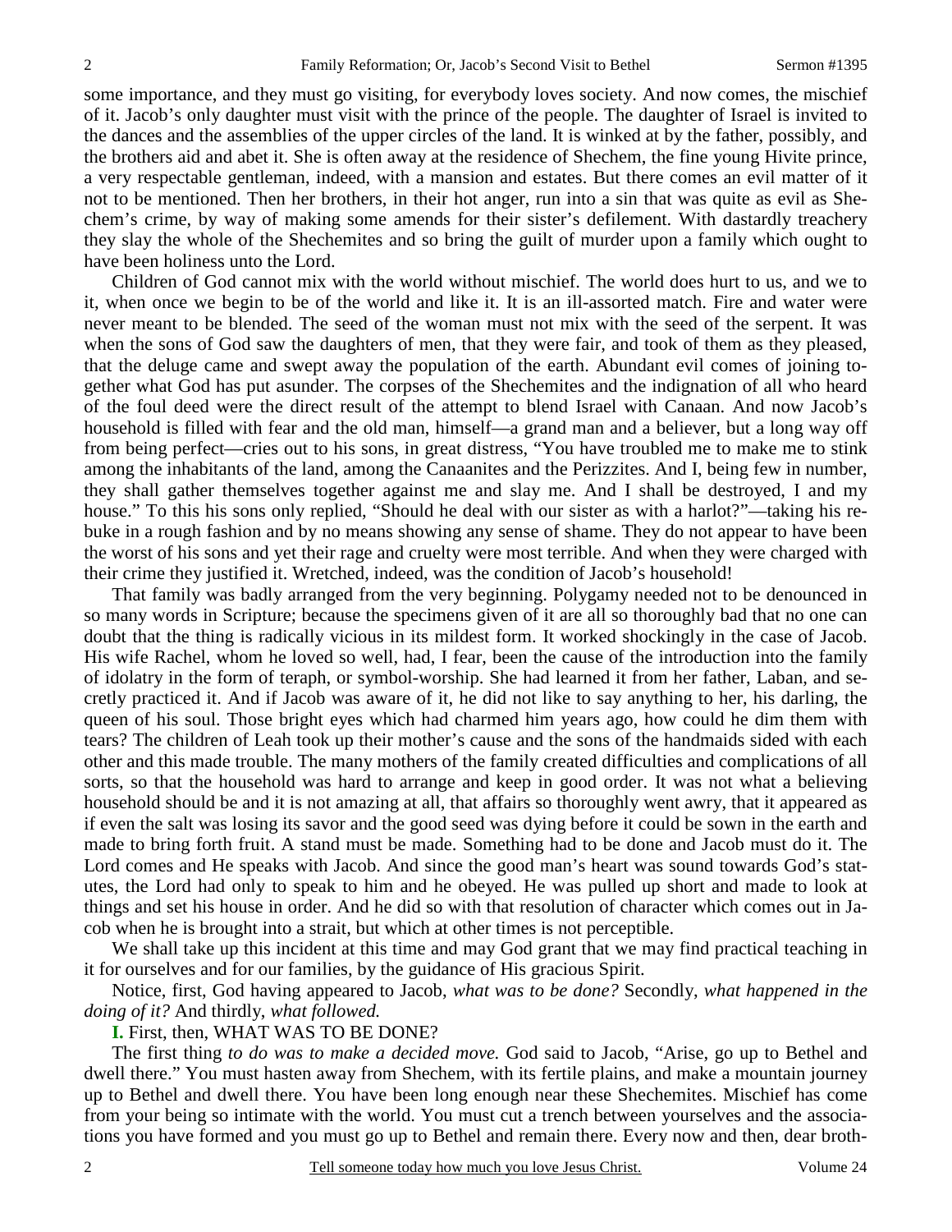some importance, and they must go visiting, for everybody loves society. And now comes, the mischief of it. Jacob's only daughter must visit with the prince of the people. The daughter of Israel is invited to the dances and the assemblies of the upper circles of the land. It is winked at by the father, possibly, and the brothers aid and abet it. She is often away at the residence of Shechem, the fine young Hivite prince, a very respectable gentleman, indeed, with a mansion and estates. But there comes an evil matter of it not to be mentioned. Then her brothers, in their hot anger, run into a sin that was quite as evil as Shechem's crime, by way of making some amends for their sister's defilement. With dastardly treachery they slay the whole of the Shechemites and so bring the guilt of murder upon a family which ought to have been holiness unto the Lord.

Children of God cannot mix with the world without mischief. The world does hurt to us, and we to it, when once we begin to be of the world and like it. It is an ill-assorted match. Fire and water were never meant to be blended. The seed of the woman must not mix with the seed of the serpent. It was when the sons of God saw the daughters of men, that they were fair, and took of them as they pleased, that the deluge came and swept away the population of the earth. Abundant evil comes of joining together what God has put asunder. The corpses of the Shechemites and the indignation of all who heard of the foul deed were the direct result of the attempt to blend Israel with Canaan. And now Jacob's household is filled with fear and the old man, himself—a grand man and a believer, but a long way off from being perfect—cries out to his sons, in great distress, "You have troubled me to make me to stink among the inhabitants of the land, among the Canaanites and the Perizzites. And I, being few in number, they shall gather themselves together against me and slay me. And I shall be destroyed, I and my house." To this his sons only replied, "Should he deal with our sister as with a harlot?"—taking his rebuke in a rough fashion and by no means showing any sense of shame. They do not appear to have been the worst of his sons and yet their rage and cruelty were most terrible. And when they were charged with their crime they justified it. Wretched, indeed, was the condition of Jacob's household!

That family was badly arranged from the very beginning. Polygamy needed not to be denounced in so many words in Scripture; because the specimens given of it are all so thoroughly bad that no one can doubt that the thing is radically vicious in its mildest form. It worked shockingly in the case of Jacob. His wife Rachel, whom he loved so well, had, I fear, been the cause of the introduction into the family of idolatry in the form of teraph, or symbol-worship. She had learned it from her father, Laban, and secretly practiced it. And if Jacob was aware of it, he did not like to say anything to her, his darling, the queen of his soul. Those bright eyes which had charmed him years ago, how could he dim them with tears? The children of Leah took up their mother's cause and the sons of the handmaids sided with each other and this made trouble. The many mothers of the family created difficulties and complications of all sorts, so that the household was hard to arrange and keep in good order. It was not what a believing household should be and it is not amazing at all, that affairs so thoroughly went awry, that it appeared as if even the salt was losing its savor and the good seed was dying before it could be sown in the earth and made to bring forth fruit. A stand must be made. Something had to be done and Jacob must do it. The Lord comes and He speaks with Jacob. And since the good man's heart was sound towards God's statutes, the Lord had only to speak to him and he obeyed. He was pulled up short and made to look at things and set his house in order. And he did so with that resolution of character which comes out in Jacob when he is brought into a strait, but which at other times is not perceptible.

We shall take up this incident at this time and may God grant that we may find practical teaching in it for ourselves and for our families, by the guidance of His gracious Spirit.

Notice, first, God having appeared to Jacob, *what was to be done?* Secondly, *what happened in the doing of it?* And thirdly, *what followed.*

**I.** First, then, WHAT WAS TO BE DONE?

The first thing *to do was to make a decided move.* God said to Jacob, "Arise, go up to Bethel and dwell there." You must hasten away from Shechem, with its fertile plains, and make a mountain journey up to Bethel and dwell there. You have been long enough near these Shechemites. Mischief has come from your being so intimate with the world. You must cut a trench between yourselves and the associations you have formed and you must go up to Bethel and remain there. Every now and then, dear broth-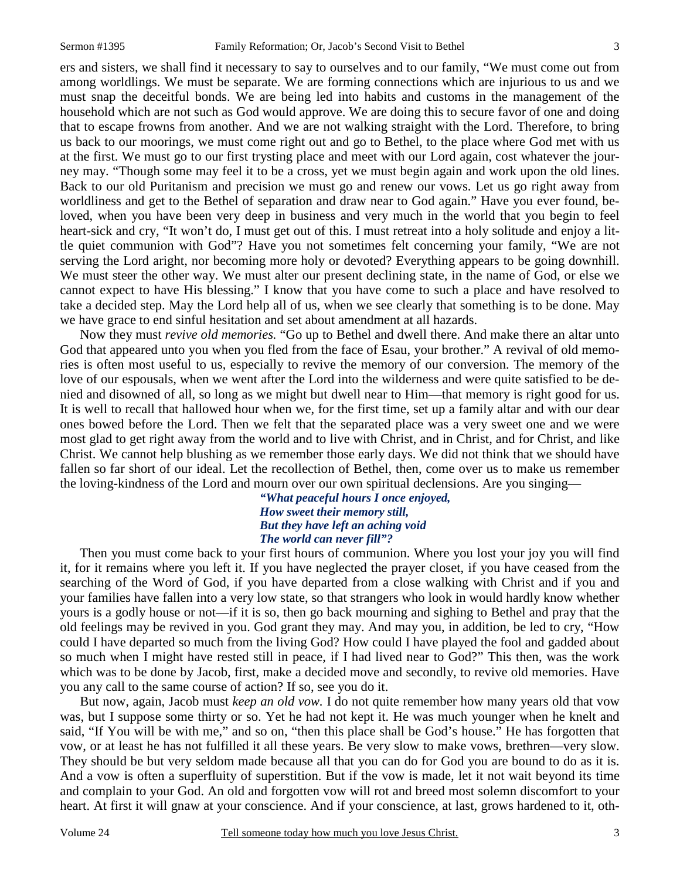ers and sisters, we shall find it necessary to say to ourselves and to our family, "We must come out from among worldlings. We must be separate. We are forming connections which are injurious to us and we must snap the deceitful bonds. We are being led into habits and customs in the management of the household which are not such as God would approve. We are doing this to secure favor of one and doing that to escape frowns from another. And we are not walking straight with the Lord. Therefore, to bring us back to our moorings, we must come right out and go to Bethel, to the place where God met with us at the first. We must go to our first trysting place and meet with our Lord again, cost whatever the journey may. "Though some may feel it to be a cross, yet we must begin again and work upon the old lines. Back to our old Puritanism and precision we must go and renew our vows. Let us go right away from worldliness and get to the Bethel of separation and draw near to God again." Have you ever found, beloved, when you have been very deep in business and very much in the world that you begin to feel heart-sick and cry, "It won't do, I must get out of this. I must retreat into a holy solitude and enjoy a little quiet communion with God"? Have you not sometimes felt concerning your family, "We are not serving the Lord aright, nor becoming more holy or devoted? Everything appears to be going downhill. We must steer the other way. We must alter our present declining state, in the name of God, or else we cannot expect to have His blessing." I know that you have come to such a place and have resolved to take a decided step. May the Lord help all of us, when we see clearly that something is to be done. May we have grace to end sinful hesitation and set about amendment at all hazards.

Now they must *revive old memories.* "Go up to Bethel and dwell there. And make there an altar unto God that appeared unto you when you fled from the face of Esau, your brother." A revival of old memories is often most useful to us, especially to revive the memory of our conversion. The memory of the love of our espousals, when we went after the Lord into the wilderness and were quite satisfied to be denied and disowned of all, so long as we might but dwell near to Him—that memory is right good for us. It is well to recall that hallowed hour when we, for the first time, set up a family altar and with our dear ones bowed before the Lord. Then we felt that the separated place was a very sweet one and we were most glad to get right away from the world and to live with Christ, and in Christ, and for Christ, and like Christ. We cannot help blushing as we remember those early days. We did not think that we should have fallen so far short of our ideal. Let the recollection of Bethel, then, come over us to make us remember the loving-kindness of the Lord and mourn over our own spiritual declensions. Are you singing—

> ***"What peaceful hours I once enjoyed,***
> ***How sweet their memory still,***
> ***But they have left an aching void***
> ***The world can never fill"?***

Then you must come back to your first hours of communion. Where you lost your joy you will find it, for it remains where you left it. If you have neglected the prayer closet, if you have ceased from the searching of the Word of God, if you have departed from a close walking with Christ and if you and your families have fallen into a very low state, so that strangers who look in would hardly know whether yours is a godly house or not—if it is so, then go back mourning and sighing to Bethel and pray that the old feelings may be revived in you. God grant they may. And may you, in addition, be led to cry, "How could I have departed so much from the living God? How could I have played the fool and gadded about so much when I might have rested still in peace, if I had lived near to God?" This then, was the work which was to be done by Jacob, first, make a decided move and secondly, to revive old memories. Have you any call to the same course of action? If so, see you do it.

But now, again, Jacob must *keep an old vow.* I do not quite remember how many years old that vow was, but I suppose some thirty or so. Yet he had not kept it. He was much younger when he knelt and said, "If You will be with me," and so on, "then this place shall be God's house." He has forgotten that vow, or at least he has not fulfilled it all these years. Be very slow to make vows, brethren—very slow. They should be but very seldom made because all that you can do for God you are bound to do as it is. And a vow is often a superfluity of superstition. But if the vow is made, let it not wait beyond its time and complain to your God. An old and forgotten vow will rot and breed most solemn discomfort to your heart. At first it will gnaw at your conscience. And if your conscience, at last, grows hardened to it, oth-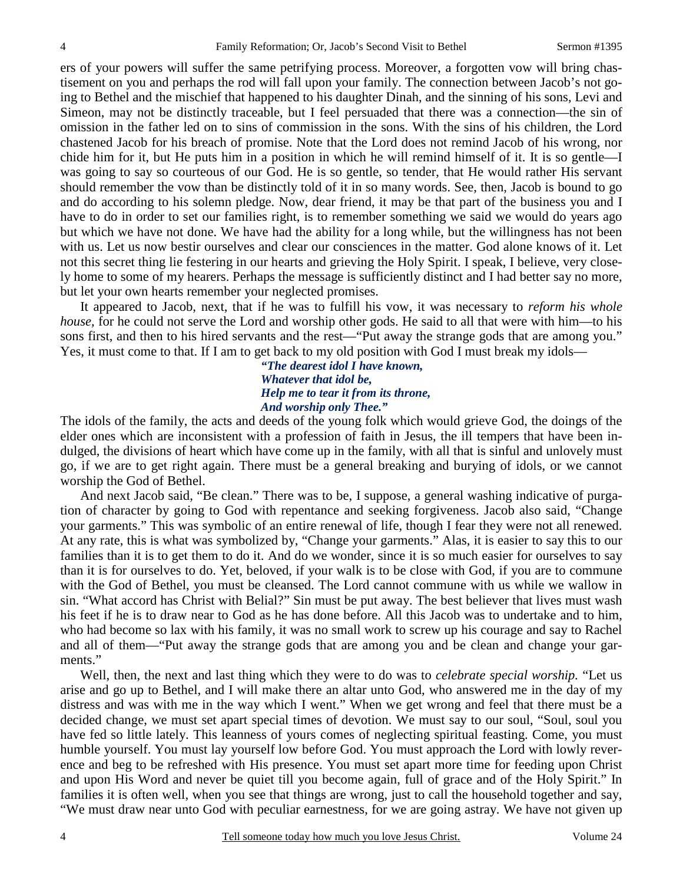ers of your powers will suffer the same petrifying process. Moreover, a forgotten vow will bring chastisement on you and perhaps the rod will fall upon your family. The connection between Jacob's not going to Bethel and the mischief that happened to his daughter Dinah, and the sinning of his sons, Levi and Simeon, may not be distinctly traceable, but I feel persuaded that there was a connection—the sin of omission in the father led on to sins of commission in the sons. With the sins of his children, the Lord chastened Jacob for his breach of promise. Note that the Lord does not remind Jacob of his wrong, nor chide him for it, but He puts him in a position in which he will remind himself of it. It is so gentle—I was going to say so courteous of our God. He is so gentle, so tender, that He would rather His servant should remember the vow than be distinctly told of it in so many words. See, then, Jacob is bound to go and do according to his solemn pledge. Now, dear friend, it may be that part of the business you and I have to do in order to set our families right, is to remember something we said we would do years ago but which we have not done. We have had the ability for a long while, but the willingness has not been with us. Let us now bestir ourselves and clear our consciences in the matter. God alone knows of it. Let not this secret thing lie festering in our hearts and grieving the Holy Spirit. I speak, I believe, very closely home to some of my hearers. Perhaps the message is sufficiently distinct and I had better say no more, but let your own hearts remember your neglected promises.

It appeared to Jacob, next, that if he was to fulfill his vow, it was necessary to *reform his whole house,* for he could not serve the Lord and worship other gods. He said to all that were with him—to his sons first, and then to his hired servants and the rest—"Put away the strange gods that are among you." Yes, it must come to that. If I am to get back to my old position with God I must break my idols—

> ***"The dearest idol I have known,***
> ***Whatever that idol be,***
> ***Help me to tear it from its throne,***
> ***And worship only Thee."***

The idols of the family, the acts and deeds of the young folk which would grieve God, the doings of the elder ones which are inconsistent with a profession of faith in Jesus, the ill tempers that have been indulged, the divisions of heart which have come up in the family, with all that is sinful and unlovely must go, if we are to get right again. There must be a general breaking and burying of idols, or we cannot worship the God of Bethel.

And next Jacob said, "Be clean." There was to be, I suppose, a general washing indicative of purgation of character by going to God with repentance and seeking forgiveness. Jacob also said, "Change your garments." This was symbolic of an entire renewal of life, though I fear they were not all renewed. At any rate, this is what was symbolized by, "Change your garments." Alas, it is easier to say this to our families than it is to get them to do it. And do we wonder, since it is so much easier for ourselves to say than it is for ourselves to do. Yet, beloved, if your walk is to be close with God, if you are to commune with the God of Bethel, you must be cleansed. The Lord cannot commune with us while we wallow in sin. "What accord has Christ with Belial?" Sin must be put away. The best believer that lives must wash his feet if he is to draw near to God as he has done before. All this Jacob was to undertake and to him, who had become so lax with his family, it was no small work to screw up his courage and say to Rachel and all of them—"Put away the strange gods that are among you and be clean and change your garments."

Well, then, the next and last thing which they were to do was to *celebrate special worship.* "Let us arise and go up to Bethel, and I will make there an altar unto God, who answered me in the day of my distress and was with me in the way which I went." When we get wrong and feel that there must be a decided change, we must set apart special times of devotion. We must say to our soul, "Soul, soul you have fed so little lately. This leanness of yours comes of neglecting spiritual feasting. Come, you must humble yourself. You must lay yourself low before God. You must approach the Lord with lowly reverence and beg to be refreshed with His presence. You must set apart more time for feeding upon Christ and upon His Word and never be quiet till you become again, full of grace and of the Holy Spirit." In families it is often well, when you see that things are wrong, just to call the household together and say, "We must draw near unto God with peculiar earnestness, for we are going astray. We have not given up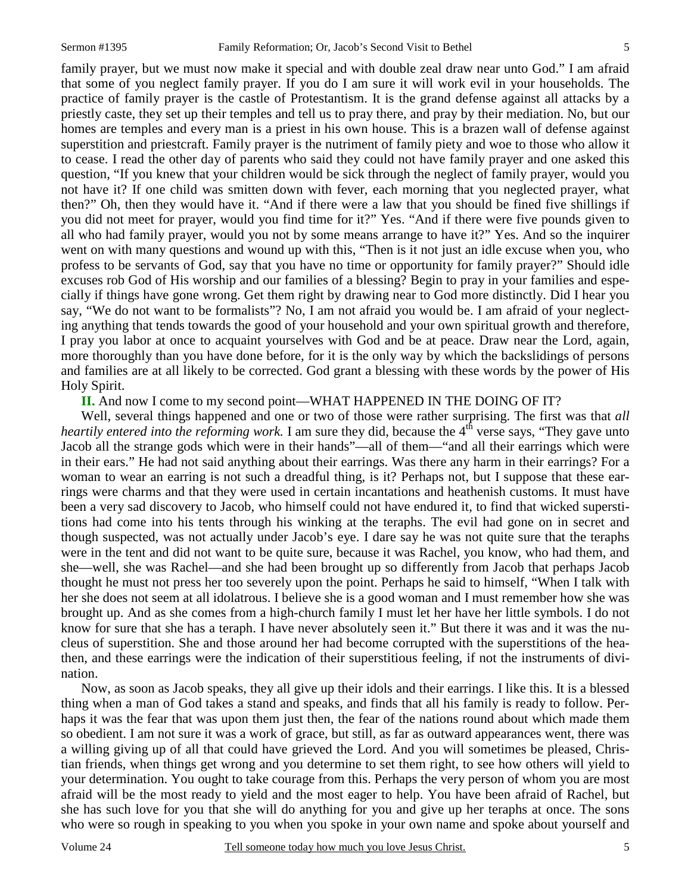family prayer, but we must now make it special and with double zeal draw near unto God." I am afraid that some of you neglect family prayer. If you do I am sure it will work evil in your households. The practice of family prayer is the castle of Protestantism. It is the grand defense against all attacks by a priestly caste, they set up their temples and tell us to pray there, and pray by their mediation. No, but our homes are temples and every man is a priest in his own house. This is a brazen wall of defense against superstition and priestcraft. Family prayer is the nutriment of family piety and woe to those who allow it to cease. I read the other day of parents who said they could not have family prayer and one asked this question, "If you knew that your children would be sick through the neglect of family prayer, would you not have it? If one child was smitten down with fever, each morning that you neglected prayer, what then?" Oh, then they would have it. "And if there were a law that you should be fined five shillings if you did not meet for prayer, would you find time for it?" Yes. "And if there were five pounds given to all who had family prayer, would you not by some means arrange to have it?" Yes. And so the inquirer went on with many questions and wound up with this, "Then is it not just an idle excuse when you, who profess to be servants of God, say that you have no time or opportunity for family prayer?" Should idle excuses rob God of His worship and our families of a blessing? Begin to pray in your families and especially if things have gone wrong. Get them right by drawing near to God more distinctly. Did I hear you say, "We do not want to be formalists"? No, I am not afraid you would be. I am afraid of your neglecting anything that tends towards the good of your household and your own spiritual growth and therefore, I pray you labor at once to acquaint yourselves with God and be at peace. Draw near the Lord, again, more thoroughly than you have done before, for it is the only way by which the backslidings of persons and families are at all likely to be corrected. God grant a blessing with these words by the power of His Holy Spirit.

**II.** And now I come to my second point—WHAT HAPPENED IN THE DOING OF IT?

Well, several things happened and one or two of those were rather surprising. The first was that *all heartily entered into the reforming work.* I am sure they did, because the 4th verse says, "They gave unto Jacob all the strange gods which were in their hands"—all of them—"and all their earrings which were in their ears." He had not said anything about their earrings. Was there any harm in their earrings? For a woman to wear an earring is not such a dreadful thing, is it? Perhaps not, but I suppose that these earrings were charms and that they were used in certain incantations and heathenish customs. It must have been a very sad discovery to Jacob, who himself could not have endured it, to find that wicked superstitions had come into his tents through his winking at the teraphs. The evil had gone on in secret and though suspected, was not actually under Jacob's eye. I dare say he was not quite sure that the teraphs were in the tent and did not want to be quite sure, because it was Rachel, you know, who had them, and she—well, she was Rachel—and she had been brought up so differently from Jacob that perhaps Jacob thought he must not press her too severely upon the point. Perhaps he said to himself, "When I talk with her she does not seem at all idolatrous. I believe she is a good woman and I must remember how she was brought up. And as she comes from a high-church family I must let her have her little symbols. I do not know for sure that she has a teraph. I have never absolutely seen it." But there it was and it was the nucleus of superstition. She and those around her had become corrupted with the superstitions of the heathen, and these earrings were the indication of their superstitious feeling, if not the instruments of divination.

Now, as soon as Jacob speaks, they all give up their idols and their earrings. I like this. It is a blessed thing when a man of God takes a stand and speaks, and finds that all his family is ready to follow. Perhaps it was the fear that was upon them just then, the fear of the nations round about which made them so obedient. I am not sure it was a work of grace, but still, as far as outward appearances went, there was a willing giving up of all that could have grieved the Lord. And you will sometimes be pleased, Christian friends, when things get wrong and you determine to set them right, to see how others will yield to your determination. You ought to take courage from this. Perhaps the very person of whom you are most afraid will be the most ready to yield and the most eager to help. You have been afraid of Rachel, but she has such love for you that she will do anything for you and give up her teraphs at once. The sons who were so rough in speaking to you when you spoke in your own name and spoke about yourself and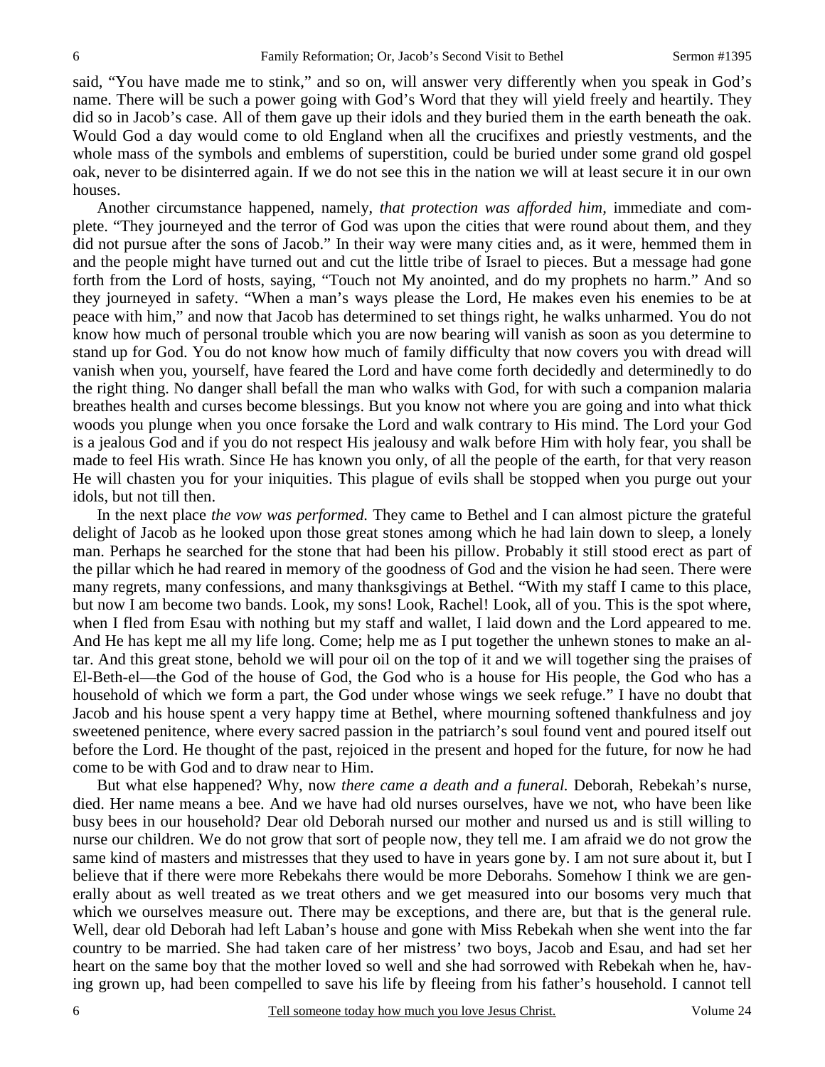said, "You have made me to stink," and so on, will answer very differently when you speak in God's name. There will be such a power going with God's Word that they will yield freely and heartily. They did so in Jacob's case. All of them gave up their idols and they buried them in the earth beneath the oak. Would God a day would come to old England when all the crucifixes and priestly vestments, and the whole mass of the symbols and emblems of superstition, could be buried under some grand old gospel oak, never to be disinterred again. If we do not see this in the nation we will at least secure it in our own houses.

Another circumstance happened, namely, *that protection was afforded him,* immediate and complete. "They journeyed and the terror of God was upon the cities that were round about them, and they did not pursue after the sons of Jacob." In their way were many cities and, as it were, hemmed them in and the people might have turned out and cut the little tribe of Israel to pieces. But a message had gone forth from the Lord of hosts, saying, "Touch not My anointed, and do my prophets no harm." And so they journeyed in safety. "When a man's ways please the Lord, He makes even his enemies to be at peace with him," and now that Jacob has determined to set things right, he walks unharmed. You do not know how much of personal trouble which you are now bearing will vanish as soon as you determine to stand up for God. You do not know how much of family difficulty that now covers you with dread will vanish when you, yourself, have feared the Lord and have come forth decidedly and determinedly to do the right thing. No danger shall befall the man who walks with God, for with such a companion malaria breathes health and curses become blessings. But you know not where you are going and into what thick woods you plunge when you once forsake the Lord and walk contrary to His mind. The Lord your God is a jealous God and if you do not respect His jealousy and walk before Him with holy fear, you shall be made to feel His wrath. Since He has known you only, of all the people of the earth, for that very reason He will chasten you for your iniquities. This plague of evils shall be stopped when you purge out your idols, but not till then.

In the next place *the vow was performed.* They came to Bethel and I can almost picture the grateful delight of Jacob as he looked upon those great stones among which he had lain down to sleep, a lonely man. Perhaps he searched for the stone that had been his pillow. Probably it still stood erect as part of the pillar which he had reared in memory of the goodness of God and the vision he had seen. There were many regrets, many confessions, and many thanksgivings at Bethel. "With my staff I came to this place, but now I am become two bands. Look, my sons! Look, Rachel! Look, all of you. This is the spot where, when I fled from Esau with nothing but my staff and wallet, I laid down and the Lord appeared to me. And He has kept me all my life long. Come; help me as I put together the unhewn stones to make an altar. And this great stone, behold we will pour oil on the top of it and we will together sing the praises of El-Beth-el—the God of the house of God, the God who is a house for His people, the God who has a household of which we form a part, the God under whose wings we seek refuge." I have no doubt that Jacob and his house spent a very happy time at Bethel, where mourning softened thankfulness and joy sweetened penitence, where every sacred passion in the patriarch's soul found vent and poured itself out before the Lord. He thought of the past, rejoiced in the present and hoped for the future, for now he had come to be with God and to draw near to Him.

But what else happened? Why, now *there came a death and a funeral.* Deborah, Rebekah's nurse, died. Her name means a bee. And we have had old nurses ourselves, have we not, who have been like busy bees in our household? Dear old Deborah nursed our mother and nursed us and is still willing to nurse our children. We do not grow that sort of people now, they tell me. I am afraid we do not grow the same kind of masters and mistresses that they used to have in years gone by. I am not sure about it, but I believe that if there were more Rebekahs there would be more Deborahs. Somehow I think we are generally about as well treated as we treat others and we get measured into our bosoms very much that which we ourselves measure out. There may be exceptions, and there are, but that is the general rule. Well, dear old Deborah had left Laban's house and gone with Miss Rebekah when she went into the far country to be married. She had taken care of her mistress' two boys, Jacob and Esau, and had set her heart on the same boy that the mother loved so well and she had sorrowed with Rebekah when he, having grown up, had been compelled to save his life by fleeing from his father's household. I cannot tell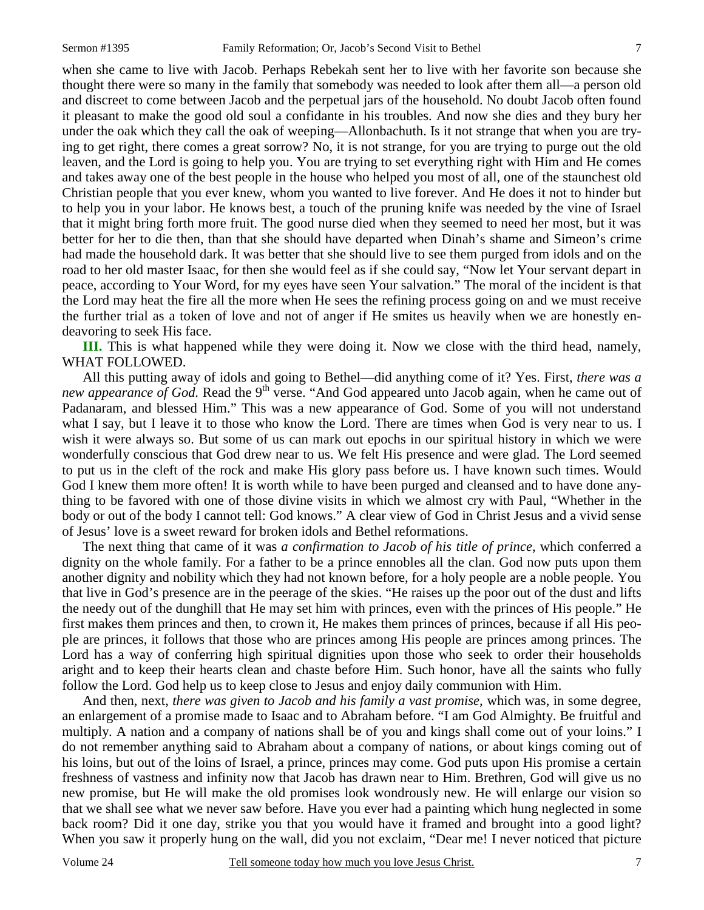when she came to live with Jacob. Perhaps Rebekah sent her to live with her favorite son because she thought there were so many in the family that somebody was needed to look after them all—a person old and discreet to come between Jacob and the perpetual jars of the household. No doubt Jacob often found it pleasant to make the good old soul a confidante in his troubles. And now she dies and they bury her under the oak which they call the oak of weeping—Allonbachuth. Is it not strange that when you are trying to get right, there comes a great sorrow? No, it is not strange, for you are trying to purge out the old leaven, and the Lord is going to help you. You are trying to set everything right with Him and He comes and takes away one of the best people in the house who helped you most of all, one of the staunchest old Christian people that you ever knew, whom you wanted to live forever. And He does it not to hinder but to help you in your labor. He knows best, a touch of the pruning knife was needed by the vine of Israel that it might bring forth more fruit. The good nurse died when they seemed to need her most, but it was better for her to die then, than that she should have departed when Dinah's shame and Simeon's crime had made the household dark. It was better that she should live to see them purged from idols and on the road to her old master Isaac, for then she would feel as if she could say, "Now let Your servant depart in peace, according to Your Word, for my eyes have seen Your salvation." The moral of the incident is that the Lord may heat the fire all the more when He sees the refining process going on and we must receive the further trial as a token of love and not of anger if He smites us heavily when we are honestly endeavoring to seek His face.

**III.** This is what happened while they were doing it. Now we close with the third head, namely, WHAT FOLLOWED.

All this putting away of idols and going to Bethel—did anything come of it? Yes. First, *there was a new appearance of God.* Read the 9th verse. "And God appeared unto Jacob again, when he came out of Padanaram, and blessed Him." This was a new appearance of God. Some of you will not understand what I say, but I leave it to those who know the Lord. There are times when God is very near to us. I wish it were always so. But some of us can mark out epochs in our spiritual history in which we were wonderfully conscious that God drew near to us. We felt His presence and were glad. The Lord seemed to put us in the cleft of the rock and make His glory pass before us. I have known such times. Would God I knew them more often! It is worth while to have been purged and cleansed and to have done anything to be favored with one of those divine visits in which we almost cry with Paul, "Whether in the body or out of the body I cannot tell: God knows." A clear view of God in Christ Jesus and a vivid sense of Jesus' love is a sweet reward for broken idols and Bethel reformations.

The next thing that came of it was *a confirmation to Jacob of his title of prince*, which conferred a dignity on the whole family. For a father to be a prince ennobles all the clan. God now puts upon them another dignity and nobility which they had not known before, for a holy people are a noble people. You that live in God's presence are in the peerage of the skies. "He raises up the poor out of the dust and lifts the needy out of the dunghill that He may set him with princes, even with the princes of His people." He first makes them princes and then, to crown it, He makes them princes of princes, because if all His people are princes, it follows that those who are princes among His people are princes among princes. The Lord has a way of conferring high spiritual dignities upon those who seek to order their households aright and to keep their hearts clean and chaste before Him. Such honor, have all the saints who fully follow the Lord. God help us to keep close to Jesus and enjoy daily communion with Him.

And then, next, *there was given to Jacob and his family a vast promise*, which was, in some degree, an enlargement of a promise made to Isaac and to Abraham before. "I am God Almighty. Be fruitful and multiply. A nation and a company of nations shall be of you and kings shall come out of your loins." I do not remember anything said to Abraham about a company of nations, or about kings coming out of his loins, but out of the loins of Israel, a prince, princes may come. God puts upon His promise a certain freshness of vastness and infinity now that Jacob has drawn near to Him. Brethren, God will give us no new promise, but He will make the old promises look wondrously new. He will enlarge our vision so that we shall see what we never saw before. Have you ever had a painting which hung neglected in some back room? Did it one day, strike you that you would have it framed and brought into a good light? When you saw it properly hung on the wall, did you not exclaim, "Dear me! I never noticed that picture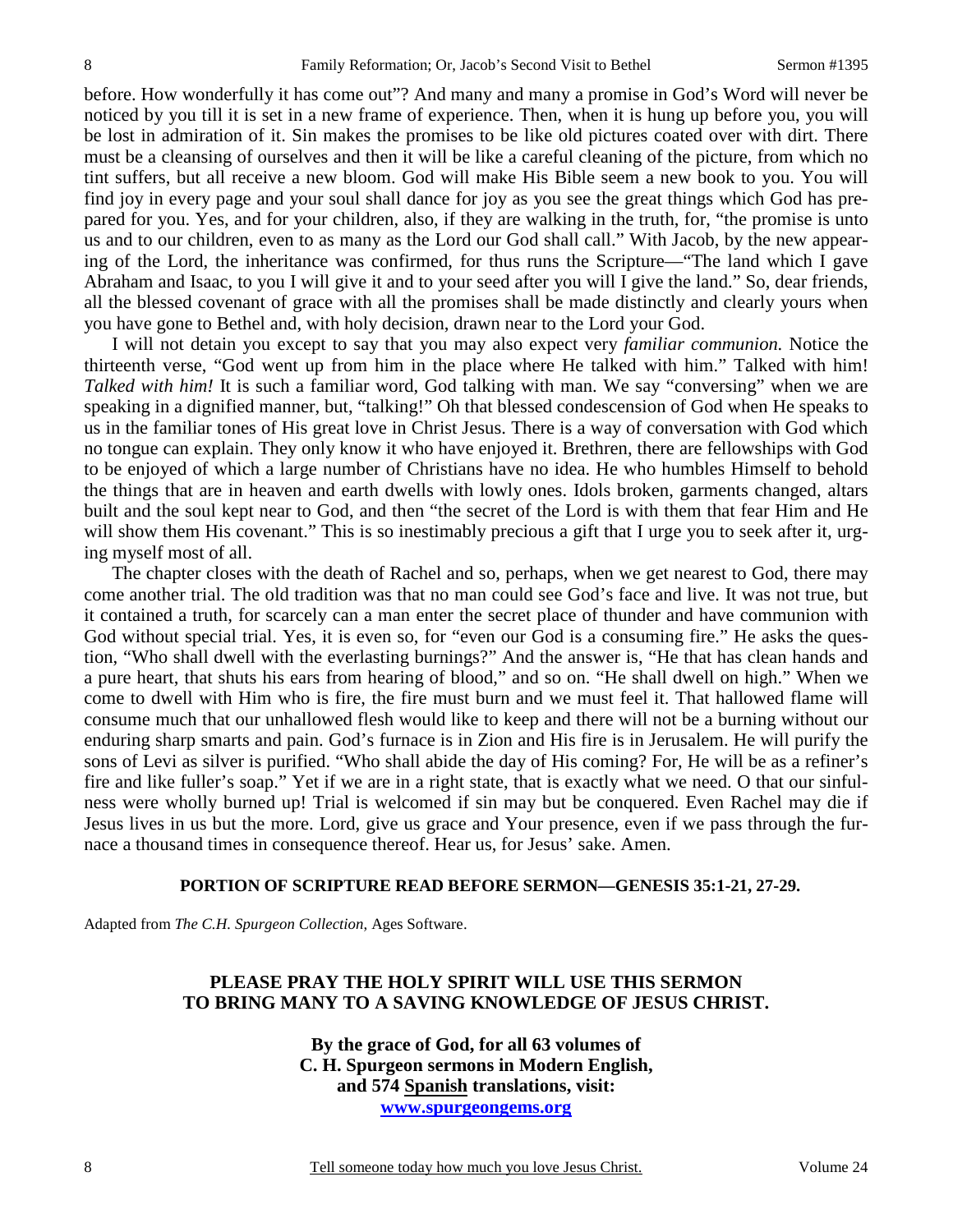before. How wonderfully it has come out"? And many and many a promise in God's Word will never be noticed by you till it is set in a new frame of experience. Then, when it is hung up before you, you will be lost in admiration of it. Sin makes the promises to be like old pictures coated over with dirt. There must be a cleansing of ourselves and then it will be like a careful cleaning of the picture, from which no tint suffers, but all receive a new bloom. God will make His Bible seem a new book to you. You will find joy in every page and your soul shall dance for joy as you see the great things which God has prepared for you. Yes, and for your children, also, if they are walking in the truth, for, "the promise is unto us and to our children, even to as many as the Lord our God shall call." With Jacob, by the new appearing of the Lord, the inheritance was confirmed, for thus runs the Scripture—"The land which I gave Abraham and Isaac, to you I will give it and to your seed after you will I give the land." So, dear friends, all the blessed covenant of grace with all the promises shall be made distinctly and clearly yours when you have gone to Bethel and, with holy decision, drawn near to the Lord your God.

I will not detain you except to say that you may also expect very *familiar communion.* Notice the thirteenth verse, "God went up from him in the place where He talked with him." Talked with him! *Talked with him!* It is such a familiar word, God talking with man. We say "conversing" when we are speaking in a dignified manner, but, "talking!" Oh that blessed condescension of God when He speaks to us in the familiar tones of His great love in Christ Jesus. There is a way of conversation with God which no tongue can explain. They only know it who have enjoyed it. Brethren, there are fellowships with God to be enjoyed of which a large number of Christians have no idea. He who humbles Himself to behold the things that are in heaven and earth dwells with lowly ones. Idols broken, garments changed, altars built and the soul kept near to God, and then "the secret of the Lord is with them that fear Him and He will show them His covenant." This is so inestimably precious a gift that I urge you to seek after it, urging myself most of all.

The chapter closes with the death of Rachel and so, perhaps, when we get nearest to God, there may come another trial. The old tradition was that no man could see God's face and live. It was not true, but it contained a truth, for scarcely can a man enter the secret place of thunder and have communion with God without special trial. Yes, it is even so, for "even our God is a consuming fire." He asks the question, "Who shall dwell with the everlasting burnings?" And the answer is, "He that has clean hands and a pure heart, that shuts his ears from hearing of blood," and so on. "He shall dwell on high." When we come to dwell with Him who is fire, the fire must burn and we must feel it. That hallowed flame will consume much that our unhallowed flesh would like to keep and there will not be a burning without our enduring sharp smarts and pain. God's furnace is in Zion and His fire is in Jerusalem. He will purify the sons of Levi as silver is purified. "Who shall abide the day of His coming? For, He will be as a refiner's fire and like fuller's soap." Yet if we are in a right state, that is exactly what we need. O that our sinfulness were wholly burned up! Trial is welcomed if sin may but be conquered. Even Rachel may die if Jesus lives in us but the more. Lord, give us grace and Your presence, even if we pass through the furnace a thousand times in consequence thereof. Hear us, for Jesus' sake. Amen.

**PORTION OF SCRIPTURE READ BEFORE SERMON—GENESIS 35:1-21, 27-29.**

Adapted from *The C.H. Spurgeon Collection,* Ages Software.

**PLEASE PRAY THE HOLY SPIRIT WILL USE THIS SERMON TO BRING MANY TO A SAVING KNOWLEDGE OF JESUS CHRIST.**

**By the grace of God, for all 63 volumes of C. H. Spurgeon sermons in Modern English, and 574 Spanish translations, visit: www.spurgeongems.org**